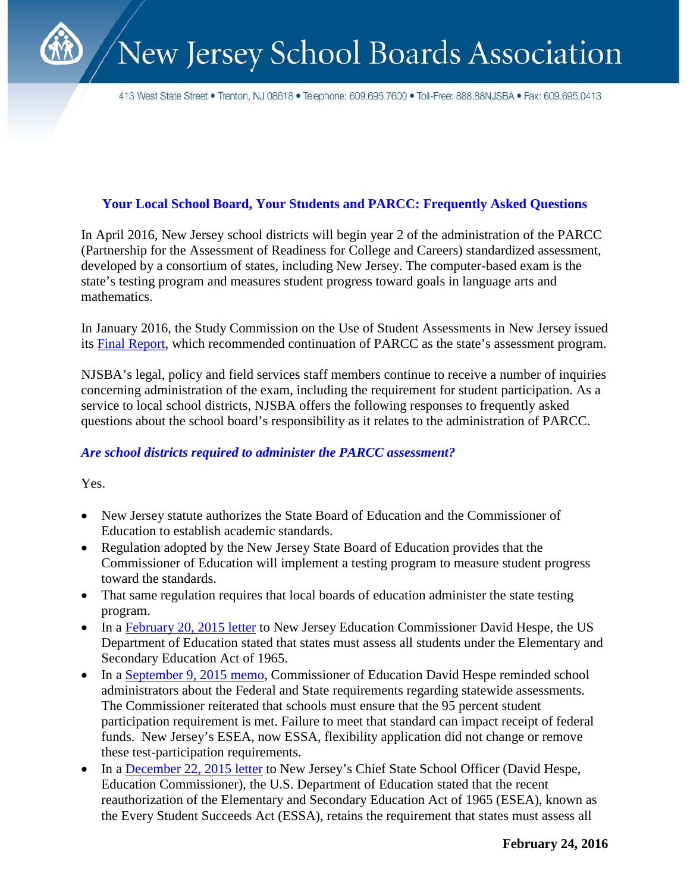# New Jersey School Boards Association

413 West State Street • Trenton, NJ 08618 • Telephone: 609.695.7600 • Toll-Free: 888.88NJSBA • Fax: 609.695.0413

## Your Local School Board, Your Students and PARCC: Frequently Asked Questions

In April 2016, New Jersey school districts will begin year 2 of the administration of the PARCC (Partnership for the Assessment of Readiness for College and Careers) standardized assessment, developed by a consortium of states, including New Jersey. The computer-based exam is the state's testing program and measures student progress toward goals in language arts and mathematics.

In January 2016, the Study Commission on the Use of Student Assessments in New Jersey issued its Final Report, which recommended continuation of PARCC as the state's assessment program.

NJSBA's legal, policy and field services staff members continue to receive a number of inquiries concerning administration of the exam, including the requirement for student participation. As a service to local school districts, NJSBA offers the following responses to frequently asked questions about the school board's responsibility as it relates to the administration of PARCC.

### *Are school districts required to administer the PARCC assessment?*

Yes.

- New Jersey statute authorizes the State Board of Education and the Commissioner of Education to establish academic standards.
- Regulation adopted by the New Jersey State Board of Education provides that the Commissioner of Education will implement a testing program to measure student progress toward the standards.
- That same regulation requires that local boards of education administer the state testing program.
- In a February 20, 2015 letter to New Jersey Education Commissioner David Hespe, the US Department of Education stated that states must assess all students under the Elementary and Secondary Education Act of 1965.
- In a September 9, 2015 memo, Commissioner of Education David Hespe reminded school administrators about the Federal and State requirements regarding statewide assessments. The Commissioner reiterated that schools must ensure that the 95 percent student participation requirement is met. Failure to meet that standard can impact receipt of federal funds. New Jersey's ESEA, now ESSA, flexibility application did not change or remove these test-participation requirements.
- In a December 22, 2015 letter to New Jersey's Chief State School Officer (David Hespe, Education Commissioner), the U.S. Department of Education stated that the recent reauthorization of the Elementary and Secondary Education Act of 1965 (ESEA), known as the Every Student Succeeds Act (ESSA), retains the requirement that states must assess all

**February 24, 2016**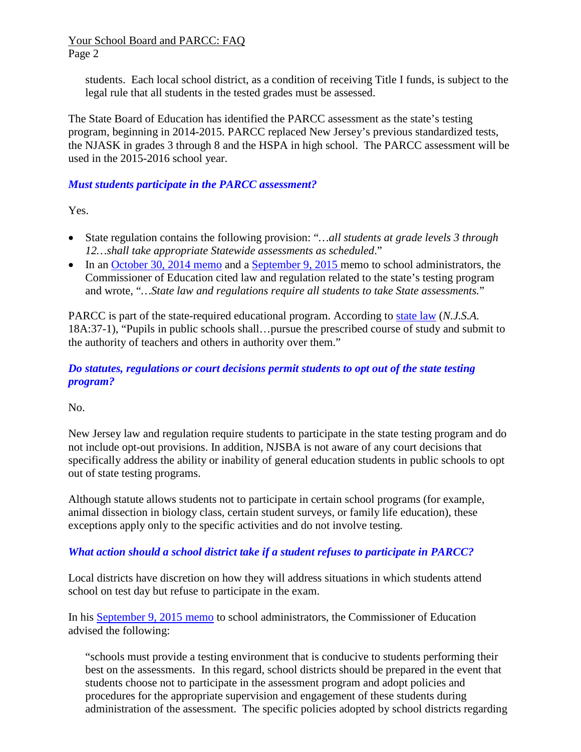students. Each local school district, as a condition of receiving Title I funds, is subject to the legal rule that all students in the tested grades must be assessed.

The State Board of Education has identified the PARCC assessment as the state's testing program, beginning in 2014-2015. PARCC replaced New Jersey's previous standardized tests, the NJASK in grades 3 through 8 and the HSPA in high school. The PARCC assessment will be used in the 2015-2016 school year.

### *Must students participate in the PARCC assessment?*

Yes.

- State regulation contains the following provision: "*…all students at grade levels 3 through 12…shall take appropriate Statewide assessments as scheduled*."
- In an October 30, 2014 memo and a September 9, 2015 memo to school administrators, the Commissioner of Education cited law and regulation related to the state's testing program and wrote, "*…State law and regulations require all students to take State assessments.*"

PARCC is part of the state-required educational program. According to state law (*N.J.S.A.* 18A:37-1), "Pupils in public schools shall…pursue the prescribed course of study and submit to the authority of teachers and others in authority over them."

### *Do statutes, regulations or court decisions permit students to opt out of the state testing program?*

No.

New Jersey law and regulation require students to participate in the state testing program and do not include opt-out provisions. In addition, NJSBA is not aware of any court decisions that specifically address the ability or inability of general education students in public schools to opt out of state testing programs.

Although statute allows students not to participate in certain school programs (for example, animal dissection in biology class, certain student surveys, or family life education), these exceptions apply only to the specific activities and do not involve testing.

### *What action should a school district take if a student refuses to participate in PARCC?*

Local districts have discretion on how they will address situations in which students attend school on test day but refuse to participate in the exam.

In his September 9, 2015 memo to school administrators, the Commissioner of Education advised the following:

> "schools must provide a testing environment that is conducive to students performing their best on the assessments. In this regard, school districts should be prepared in the event that students choose not to participate in the assessment program and adopt policies and procedures for the appropriate supervision and engagement of these students during administration of the assessment. The specific policies adopted by school districts regarding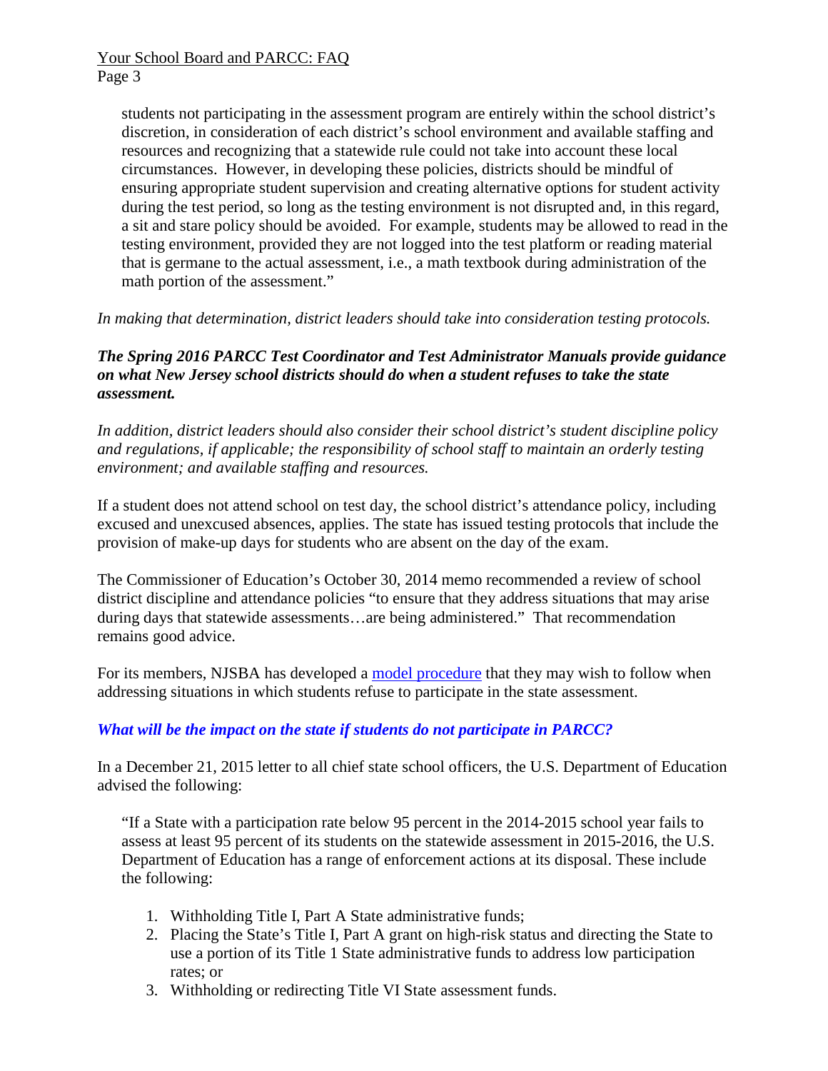> students not participating in the assessment program are entirely within the school district's discretion, in consideration of each district's school environment and available staffing and resources and recognizing that a statewide rule could not take into account these local circumstances. However, in developing these policies, districts should be mindful of ensuring appropriate student supervision and creating alternative options for student activity during the test period, so long as the testing environment is not disrupted and, in this regard, a sit and stare policy should be avoided. For example, students may be allowed to read in the testing environment, provided they are not logged into the test platform or reading material that is germane to the actual assessment, i.e., a math textbook during administration of the math portion of the assessment."

*In making that determination, district leaders should take into consideration testing protocols.*

***The Spring 2016 PARCC Test Coordinator and Test Administrator Manuals provide guidance on what New Jersey school districts should do when a student refuses to take the state assessment.***

*In addition, district leaders should also consider their school district's student discipline policy and regulations, if applicable; the responsibility of school staff to maintain an orderly testing environment; and available staffing and resources.*

If a student does not attend school on test day, the school district's attendance policy, including excused and unexcused absences, applies. The state has issued testing protocols that include the provision of make-up days for students who are absent on the day of the exam.

The Commissioner of Education's October 30, 2014 memo recommended a review of school district discipline and attendance policies "to ensure that they address situations that may arise during days that statewide assessments…are being administered." That recommendation remains good advice.

For its members, NJSBA has developed a model procedure that they may wish to follow when addressing situations in which students refuse to participate in the state assessment.

### *What will be the impact on the state if students do not participate in PARCC?*

In a December 21, 2015 letter to all chief state school officers, the U.S. Department of Education advised the following:

> "If a State with a participation rate below 95 percent in the 2014-2015 school year fails to assess at least 95 percent of its students on the statewide assessment in 2015-2016, the U.S. Department of Education has a range of enforcement actions at its disposal. These include the following:
>
> 1. Withholding Title I, Part A State administrative funds;
> 2. Placing the State's Title I, Part A grant on high-risk status and directing the State to use a portion of its Title 1 State administrative funds to address low participation rates; or
> 3. Withholding or redirecting Title VI State assessment funds.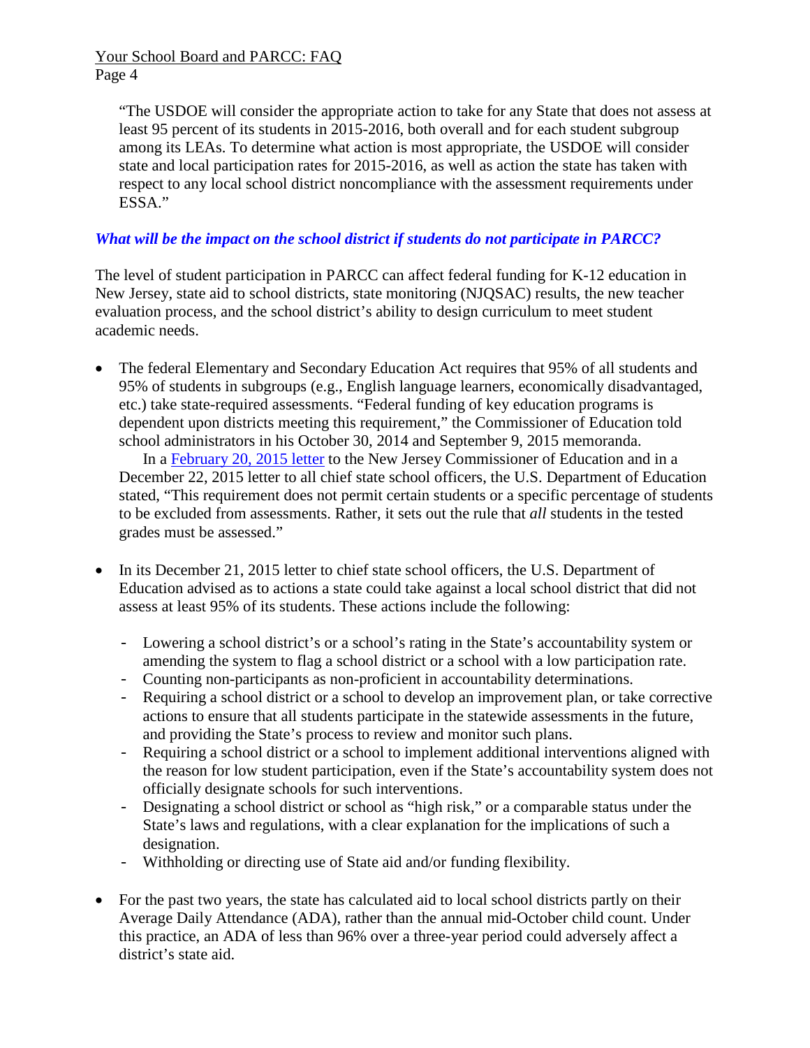> "The USDOE will consider the appropriate action to take for any State that does not assess at least 95 percent of its students in 2015-2016, both overall and for each student subgroup among its LEAs. To determine what action is most appropriate, the USDOE will consider state and local participation rates for 2015-2016, as well as action the state has taken with respect to any local school district noncompliance with the assessment requirements under ESSA."

### *What will be the impact on the school district if students do not participate in PARCC?*

The level of student participation in PARCC can affect federal funding for K-12 education in New Jersey, state aid to school districts, state monitoring (NJQSAC) results, the new teacher evaluation process, and the school district's ability to design curriculum to meet student academic needs.

- The federal Elementary and Secondary Education Act requires that 95% of all students and 95% of students in subgroups (e.g., English language learners, economically disadvantaged, etc.) take state-required assessments. "Federal funding of key education programs is dependent upon districts meeting this requirement," the Commissioner of Education told school administrators in his October 30, 2014 and September 9, 2015 memoranda.

  In a February 20, 2015 letter to the New Jersey Commissioner of Education and in a December 22, 2015 letter to all chief state school officers, the U.S. Department of Education stated, "This requirement does not permit certain students or a specific percentage of students to be excluded from assessments. Rather, it sets out the rule that *all* students in the tested grades must be assessed."

- In its December 21, 2015 letter to chief state school officers, the U.S. Department of Education advised as to actions a state could take against a local school district that did not assess at least 95% of its students. These actions include the following:
  - Lowering a school district's or a school's rating in the State's accountability system or amending the system to flag a school district or a school with a low participation rate.
  - Counting non-participants as non-proficient in accountability determinations.
  - Requiring a school district or a school to develop an improvement plan, or take corrective actions to ensure that all students participate in the statewide assessments in the future, and providing the State's process to review and monitor such plans.
  - Requiring a school district or a school to implement additional interventions aligned with the reason for low student participation, even if the State's accountability system does not officially designate schools for such interventions.
  - Designating a school district or school as "high risk," or a comparable status under the State's laws and regulations, with a clear explanation for the implications of such a designation.
  - Withholding or directing use of State aid and/or funding flexibility.

- For the past two years, the state has calculated aid to local school districts partly on their Average Daily Attendance (ADA), rather than the annual mid-October child count. Under this practice, an ADA of less than 96% over a three-year period could adversely affect a district's state aid.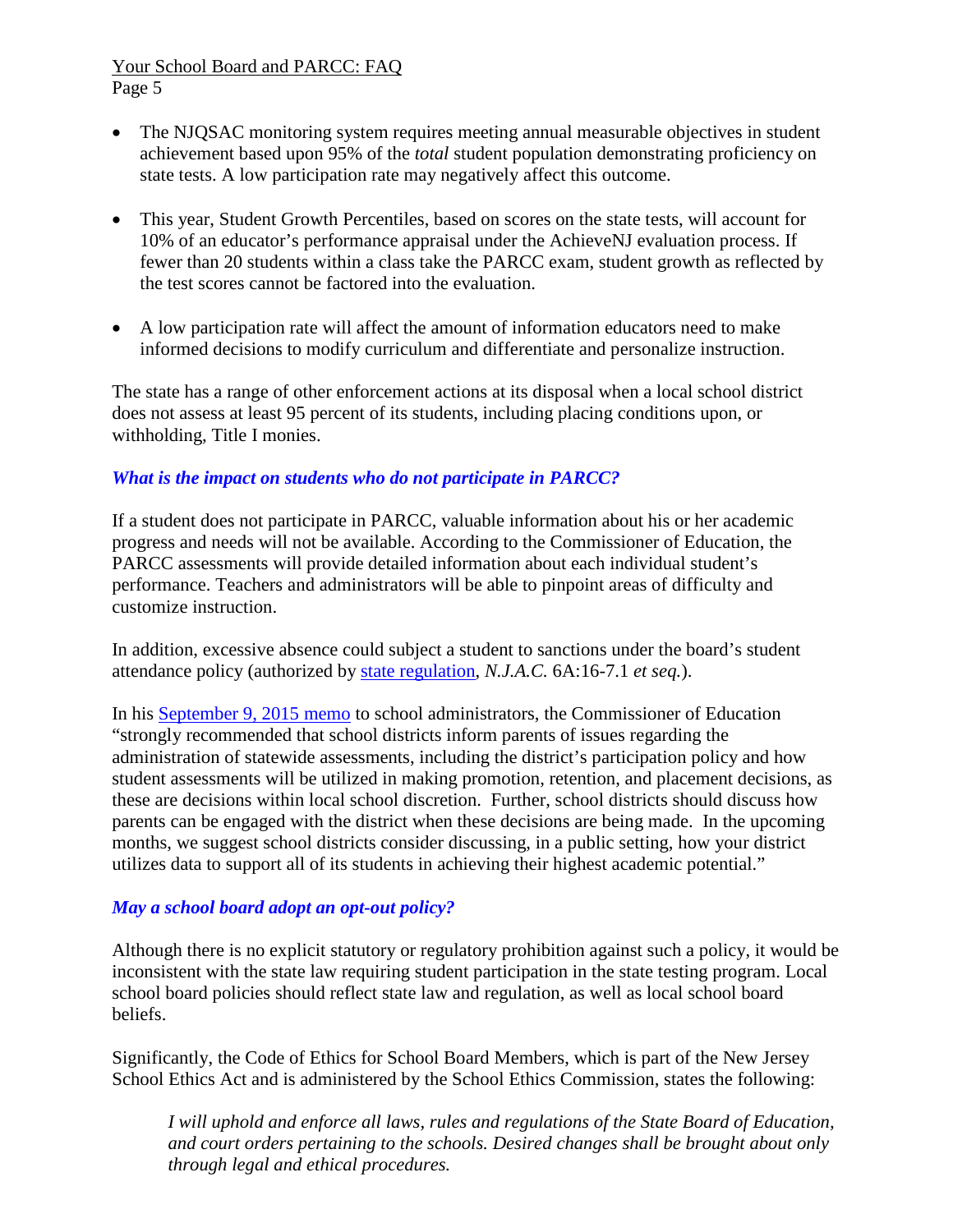- The NJQSAC monitoring system requires meeting annual measurable objectives in student achievement based upon 95% of the *total* student population demonstrating proficiency on state tests. A low participation rate may negatively affect this outcome.
- This year, Student Growth Percentiles, based on scores on the state tests, will account for 10% of an educator's performance appraisal under the AchieveNJ evaluation process. If fewer than 20 students within a class take the PARCC exam, student growth as reflected by the test scores cannot be factored into the evaluation.
- A low participation rate will affect the amount of information educators need to make informed decisions to modify curriculum and differentiate and personalize instruction.

The state has a range of other enforcement actions at its disposal when a local school district does not assess at least 95 percent of its students, including placing conditions upon, or withholding, Title I monies.

***What is the impact on students who do not participate in PARCC?***

If a student does not participate in PARCC, valuable information about his or her academic progress and needs will not be available. According to the Commissioner of Education, the PARCC assessments will provide detailed information about each individual student's performance. Teachers and administrators will be able to pinpoint areas of difficulty and customize instruction.

In addition, excessive absence could subject a student to sanctions under the board's student attendance policy (authorized by state regulation, *N.J.A.C.* 6A:16-7.1 *et seq.*).

In his September 9, 2015 memo to school administrators, the Commissioner of Education "strongly recommended that school districts inform parents of issues regarding the administration of statewide assessments, including the district's participation policy and how student assessments will be utilized in making promotion, retention, and placement decisions, as these are decisions within local school discretion. Further, school districts should discuss how parents can be engaged with the district when these decisions are being made. In the upcoming months, we suggest school districts consider discussing, in a public setting, how your district utilizes data to support all of its students in achieving their highest academic potential."

***May a school board adopt an opt-out policy?***

Although there is no explicit statutory or regulatory prohibition against such a policy, it would be inconsistent with the state law requiring student participation in the state testing program. Local school board policies should reflect state law and regulation, as well as local school board beliefs.

Significantly, the Code of Ethics for School Board Members, which is part of the New Jersey School Ethics Act and is administered by the School Ethics Commission, states the following:

> *I will uphold and enforce all laws, rules and regulations of the State Board of Education, and court orders pertaining to the schools. Desired changes shall be brought about only through legal and ethical procedures.*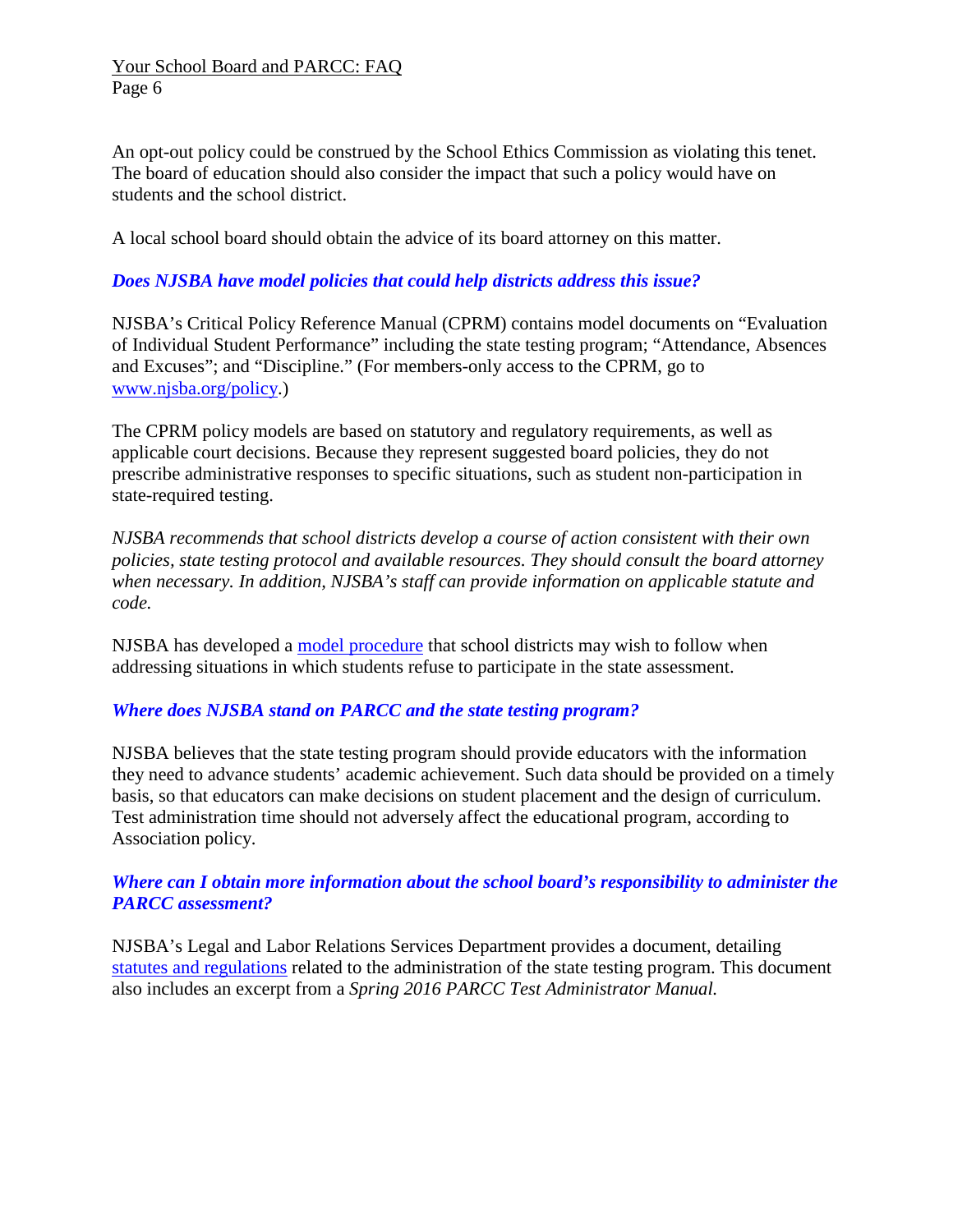An opt-out policy could be construed by the School Ethics Commission as violating this tenet. The board of education should also consider the impact that such a policy would have on students and the school district.

A local school board should obtain the advice of its board attorney on this matter.

### ***Does NJSBA have model policies that could help districts address this issue?***

NJSBA's Critical Policy Reference Manual (CPRM) contains model documents on "Evaluation of Individual Student Performance" including the state testing program; "Attendance, Absences and Excuses"; and "Discipline." (For members-only access to the CPRM, go to www.njsba.org/policy.)

The CPRM policy models are based on statutory and regulatory requirements, as well as applicable court decisions. Because they represent suggested board policies, they do not prescribe administrative responses to specific situations, such as student non-participation in state-required testing.

*NJSBA recommends that school districts develop a course of action consistent with their own policies, state testing protocol and available resources. They should consult the board attorney when necessary. In addition, NJSBA's staff can provide information on applicable statute and code.*

NJSBA has developed a model procedure that school districts may wish to follow when addressing situations in which students refuse to participate in the state assessment.

### ***Where does NJSBA stand on PARCC and the state testing program?***

NJSBA believes that the state testing program should provide educators with the information they need to advance students' academic achievement. Such data should be provided on a timely basis, so that educators can make decisions on student placement and the design of curriculum. Test administration time should not adversely affect the educational program, according to Association policy.

### ***Where can I obtain more information about the school board's responsibility to administer the PARCC assessment?***

NJSBA's Legal and Labor Relations Services Department provides a document, detailing statutes and regulations related to the administration of the state testing program. This document also includes an excerpt from a *Spring 2016 PARCC Test Administrator Manual.*